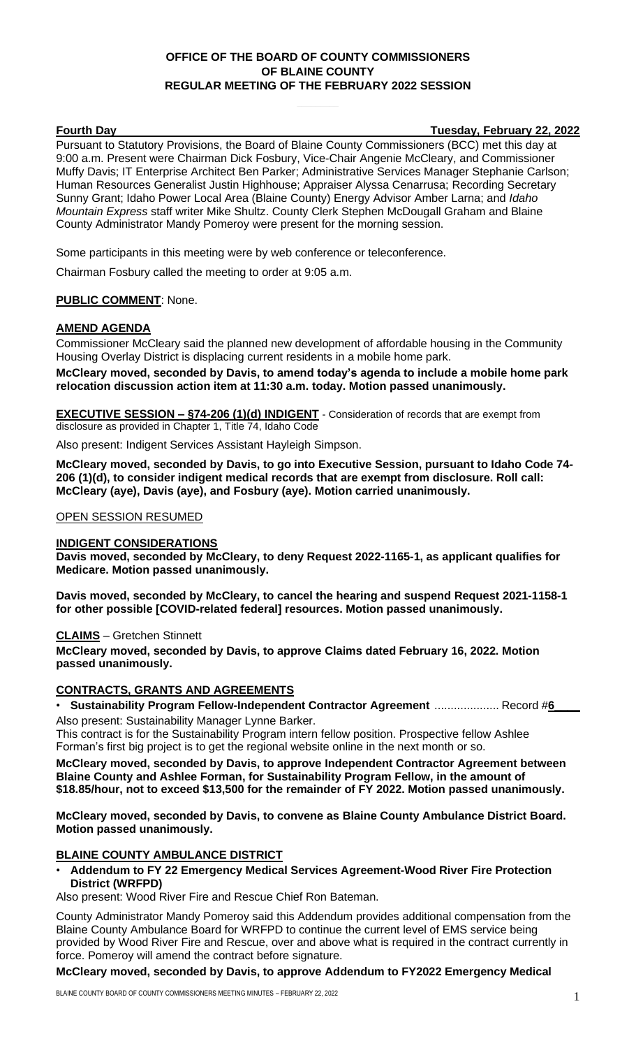**OFFICE OF THE BOARD OF COUNTY COMMISSIONERS**
**OF BLAINE COUNTY**
**REGULAR MEETING OF THE FEBRUARY 2022 SESSION**

**Fourth Day** **Tuesday, February 22, 2022**

Pursuant to Statutory Provisions, the Board of Blaine County Commissioners (BCC) met this day at 9:00 a.m. Present were Chairman Dick Fosbury, Vice-Chair Angenie McCleary, and Commissioner Muffy Davis; IT Enterprise Architect Ben Parker; Administrative Services Manager Stephanie Carlson; Human Resources Generalist Justin Highhouse; Appraiser Alyssa Cenarrusa; Recording Secretary Sunny Grant; Idaho Power Local Area (Blaine County) Energy Advisor Amber Larna; and *Idaho Mountain Express* staff writer Mike Shultz. County Clerk Stephen McDougall Graham and Blaine County Administrator Mandy Pomeroy were present for the morning session.

Some participants in this meeting were by web conference or teleconference.

Chairman Fosbury called the meeting to order at 9:05 a.m.

**PUBLIC COMMENT**: None.

**AMEND AGENDA**

Commissioner McCleary said the planned new development of affordable housing in the Community Housing Overlay District is displacing current residents in a mobile home park.

**McCleary moved, seconded by Davis, to amend today's agenda to include a mobile home park relocation discussion action item at 11:30 a.m. today. Motion passed unanimously.**

**EXECUTIVE SESSION – §74-206 (1)(d) INDIGENT** - Consideration of records that are exempt from disclosure as provided in Chapter 1, Title 74, Idaho Code

Also present: Indigent Services Assistant Hayleigh Simpson.

**McCleary moved, seconded by Davis, to go into Executive Session, pursuant to Idaho Code 74-206 (1)(d), to consider indigent medical records that are exempt from disclosure. Roll call: McCleary (aye), Davis (aye), and Fosbury (aye). Motion carried unanimously.**

OPEN SESSION RESUMED

**INDIGENT CONSIDERATIONS**

**Davis moved, seconded by McCleary, to deny Request 2022-1165-1, as applicant qualifies for Medicare. Motion passed unanimously.**

**Davis moved, seconded by McCleary, to cancel the hearing and suspend Request 2021-1158-1 for other possible [COVID-related federal] resources. Motion passed unanimously.**

**CLAIMS** – Gretchen Stinnett

**McCleary moved, seconded by Davis, to approve Claims dated February 16, 2022. Motion passed unanimously.**

**CONTRACTS, GRANTS AND AGREEMENTS**

- **Sustainability Program Fellow-Independent Contractor Agreement** .................... Record #**6**

Also present: Sustainability Manager Lynne Barker.

This contract is for the Sustainability Program intern fellow position. Prospective fellow Ashlee Forman's first big project is to get the regional website online in the next month or so.

**McCleary moved, seconded by Davis, to approve Independent Contractor Agreement between Blaine County and Ashlee Forman, for Sustainability Program Fellow, in the amount of $18.85/hour, not to exceed $13,500 for the remainder of FY 2022. Motion passed unanimously.**

**McCleary moved, seconded by Davis, to convene as Blaine County Ambulance District Board. Motion passed unanimously.**

**BLAINE COUNTY AMBULANCE DISTRICT**

- **Addendum to FY 22 Emergency Medical Services Agreement-Wood River Fire Protection District (WRFPD)**

Also present: Wood River Fire and Rescue Chief Ron Bateman.

County Administrator Mandy Pomeroy said this Addendum provides additional compensation from the Blaine County Ambulance Board for WRFPD to continue the current level of EMS service being provided by Wood River Fire and Rescue, over and above what is required in the contract currently in force. Pomeroy will amend the contract before signature.

**McCleary moved, seconded by Davis, to approve Addendum to FY2022 Emergency Medical**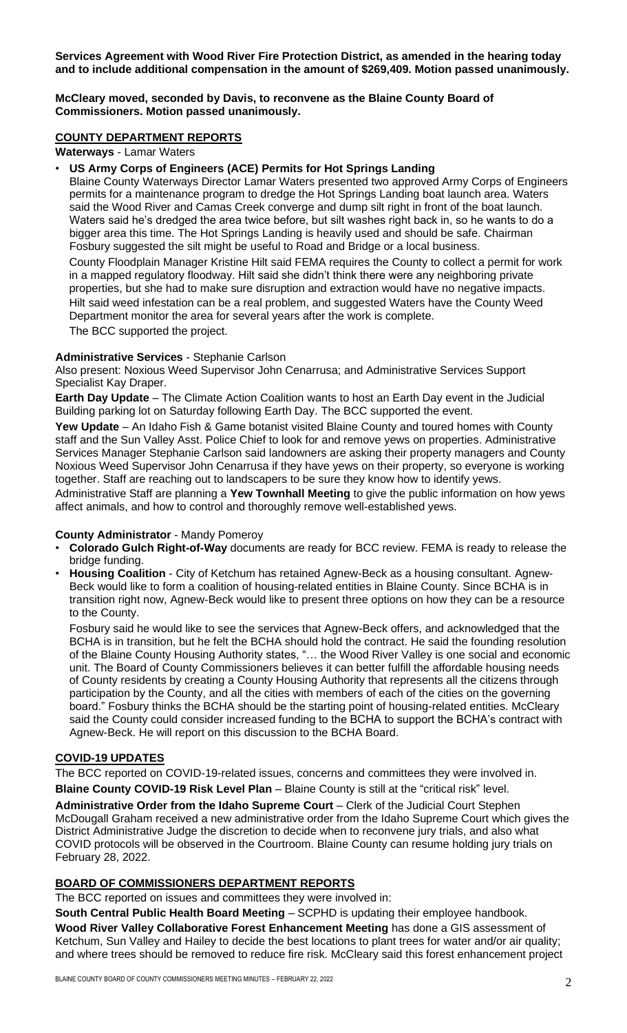**Services Agreement with Wood River Fire Protection District, as amended in the hearing today and to include additional compensation in the amount of $269,409. Motion passed unanimously.**

**McCleary moved, seconded by Davis, to reconvene as the Blaine County Board of Commissioners. Motion passed unanimously.**

## COUNTY DEPARTMENT REPORTS

**Waterways** - Lamar Waters

- **US Army Corps of Engineers (ACE) Permits for Hot Springs Landing**

  Blaine County Waterways Director Lamar Waters presented two approved Army Corps of Engineers permits for a maintenance program to dredge the Hot Springs Landing boat launch area. Waters said the Wood River and Camas Creek converge and dump silt right in front of the boat launch. Waters said he's dredged the area twice before, but silt washes right back in, so he wants to do a bigger area this time. The Hot Springs Landing is heavily used and should be safe. Chairman Fosbury suggested the silt might be useful to Road and Bridge or a local business.

  County Floodplain Manager Kristine Hilt said FEMA requires the County to collect a permit for work in a mapped regulatory floodway. Hilt said she didn't think there were any neighboring private properties, but she had to make sure disruption and extraction would have no negative impacts. Hilt said weed infestation can be a real problem, and suggested Waters have the County Weed Department monitor the area for several years after the work is complete.

  The BCC supported the project.

**Administrative Services** - Stephanie Carlson

Also present: Noxious Weed Supervisor John Cenarrusa; and Administrative Services Support Specialist Kay Draper.

**Earth Day Update** – The Climate Action Coalition wants to host an Earth Day event in the Judicial Building parking lot on Saturday following Earth Day. The BCC supported the event.

**Yew Update** – An Idaho Fish & Game botanist visited Blaine County and toured homes with County staff and the Sun Valley Asst. Police Chief to look for and remove yews on properties. Administrative Services Manager Stephanie Carlson said landowners are asking their property managers and County Noxious Weed Supervisor John Cenarrusa if they have yews on their property, so everyone is working together. Staff are reaching out to landscapers to be sure they know how to identify yews.

Administrative Staff are planning a **Yew Townhall Meeting** to give the public information on how yews affect animals, and how to control and thoroughly remove well-established yews.

**County Administrator** - Mandy Pomeroy

- **Colorado Gulch Right-of-Way** documents are ready for BCC review. FEMA is ready to release the bridge funding.
- **Housing Coalition** - City of Ketchum has retained Agnew-Beck as a housing consultant. Agnew-Beck would like to form a coalition of housing-related entities in Blaine County. Since BCHA is in transition right now, Agnew-Beck would like to present three options on how they can be a resource to the County.

  Fosbury said he would like to see the services that Agnew-Beck offers, and acknowledged that the BCHA is in transition, but he felt the BCHA should hold the contract. He said the founding resolution of the Blaine County Housing Authority states, "… the Wood River Valley is one social and economic unit. The Board of County Commissioners believes it can better fulfill the affordable housing needs of County residents by creating a County Housing Authority that represents all the citizens through participation by the County, and all the cities with members of each of the cities on the governing board." Fosbury thinks the BCHA should be the starting point of housing-related entities. McCleary said the County could consider increased funding to the BCHA to support the BCHA's contract with Agnew-Beck. He will report on this discussion to the BCHA Board.

## COVID-19 UPDATES

The BCC reported on COVID-19-related issues, concerns and committees they were involved in.

**Blaine County COVID-19 Risk Level Plan** – Blaine County is still at the "critical risk" level.

**Administrative Order from the Idaho Supreme Court** – Clerk of the Judicial Court Stephen McDougall Graham received a new administrative order from the Idaho Supreme Court which gives the District Administrative Judge the discretion to decide when to reconvene jury trials, and also what COVID protocols will be observed in the Courtroom. Blaine County can resume holding jury trials on February 28, 2022.

## BOARD OF COMMISSIONERS DEPARTMENT REPORTS

The BCC reported on issues and committees they were involved in:

**South Central Public Health Board Meeting** – SCPHD is updating their employee handbook.

**Wood River Valley Collaborative Forest Enhancement Meeting** has done a GIS assessment of Ketchum, Sun Valley and Hailey to decide the best locations to plant trees for water and/or air quality; and where trees should be removed to reduce fire risk. McCleary said this forest enhancement project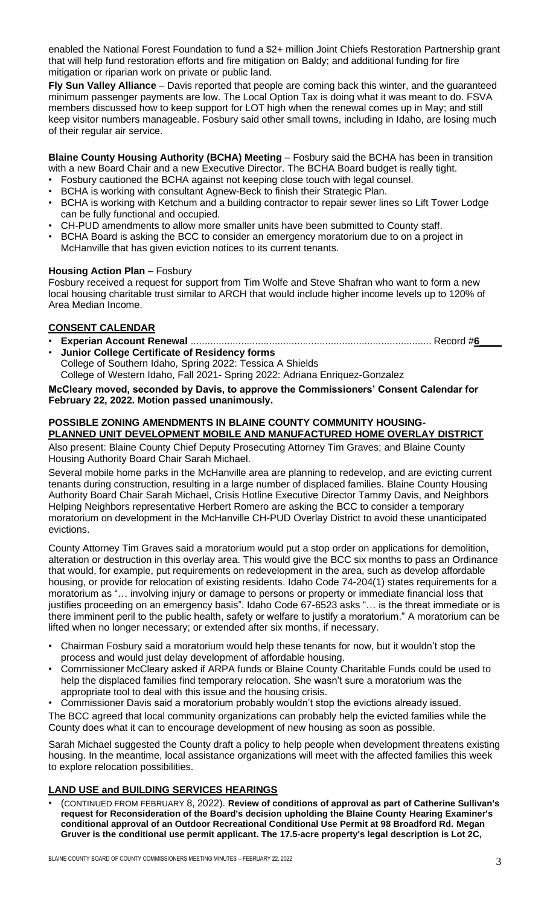enabled the National Forest Foundation to fund a $2+ million Joint Chiefs Restoration Partnership grant that will help fund restoration efforts and fire mitigation on Baldy; and additional funding for fire mitigation or riparian work on private or public land.

**Fly Sun Valley Alliance** – Davis reported that people are coming back this winter, and the guaranteed minimum passenger payments are low. The Local Option Tax is doing what it was meant to do. FSVA members discussed how to keep support for LOT high when the renewal comes up in May; and still keep visitor numbers manageable. Fosbury said other small towns, including in Idaho, are losing much of their regular air service.

**Blaine County Housing Authority (BCHA) Meeting** – Fosbury said the BCHA has been in transition with a new Board Chair and a new Executive Director. The BCHA Board budget is really tight.

- Fosbury cautioned the BCHA against not keeping close touch with legal counsel.
- BCHA is working with consultant Agnew-Beck to finish their Strategic Plan.
- BCHA is working with Ketchum and a building contractor to repair sewer lines so Lift Tower Lodge can be fully functional and occupied.
- CH-PUD amendments to allow more smaller units have been submitted to County staff.
- BCHA Board is asking the BCC to consider an emergency moratorium due to on a project in McHanville that has given eviction notices to its current tenants.

**Housing Action Plan** – Fosbury

Fosbury received a request for support from Tim Wolfe and Steve Shafran who want to form a new local housing charitable trust similar to ARCH that would include higher income levels up to 120% of Area Median Income.

**CONSENT CALENDAR**

- **Experian Account Renewal** ..................................................................................... Record #**6____**
- **Junior College Certificate of Residency forms**
  College of Southern Idaho, Spring 2022: Tessica A Shields
  College of Western Idaho, Fall 2021- Spring 2022: Adriana Enriquez-Gonzalez

**McCleary moved, seconded by Davis, to approve the Commissioners' Consent Calendar for February 22, 2022. Motion passed unanimously.**

**POSSIBLE ZONING AMENDMENTS IN BLAINE COUNTY COMMUNITY HOUSING-PLANNED UNIT DEVELOPMENT MOBILE AND MANUFACTURED HOME OVERLAY DISTRICT**

Also present: Blaine County Chief Deputy Prosecuting Attorney Tim Graves; and Blaine County Housing Authority Board Chair Sarah Michael.

Several mobile home parks in the McHanville area are planning to redevelop, and are evicting current tenants during construction, resulting in a large number of displaced families. Blaine County Housing Authority Board Chair Sarah Michael, Crisis Hotline Executive Director Tammy Davis, and Neighbors Helping Neighbors representative Herbert Romero are asking the BCC to consider a temporary moratorium on development in the McHanville CH-PUD Overlay District to avoid these unanticipated evictions.

County Attorney Tim Graves said a moratorium would put a stop order on applications for demolition, alteration or destruction in this overlay area. This would give the BCC six months to pass an Ordinance that would, for example, put requirements on redevelopment in the area, such as develop affordable housing, or provide for relocation of existing residents. Idaho Code 74-204(1) states requirements for a moratorium as "… involving injury or damage to persons or property or immediate financial loss that justifies proceeding on an emergency basis". Idaho Code 67-6523 asks "… is the threat immediate or is there imminent peril to the public health, safety or welfare to justify a moratorium." A moratorium can be lifted when no longer necessary; or extended after six months, if necessary.

- Chairman Fosbury said a moratorium would help these tenants for now, but it wouldn't stop the process and would just delay development of affordable housing.
- Commissioner McCleary asked if ARPA funds or Blaine County Charitable Funds could be used to help the displaced families find temporary relocation. She wasn't sure a moratorium was the appropriate tool to deal with this issue and the housing crisis.
- Commissioner Davis said a moratorium probably wouldn't stop the evictions already issued.

The BCC agreed that local community organizations can probably help the evicted families while the County does what it can to encourage development of new housing as soon as possible.

Sarah Michael suggested the County draft a policy to help people when development threatens existing housing. In the meantime, local assistance organizations will meet with the affected families this week to explore relocation possibilities.

**LAND USE and BUILDING SERVICES HEARINGS**

- (CONTINUED FROM FEBRUARY 8, 2022). **Review of conditions of approval as part of Catherine Sullivan's request for Reconsideration of the Board's decision upholding the Blaine County Hearing Examiner's conditional approval of an Outdoor Recreational Conditional Use Permit at 98 Broadford Rd. Megan Gruver is the conditional use permit applicant. The 17.5-acre property's legal description is Lot 2C,**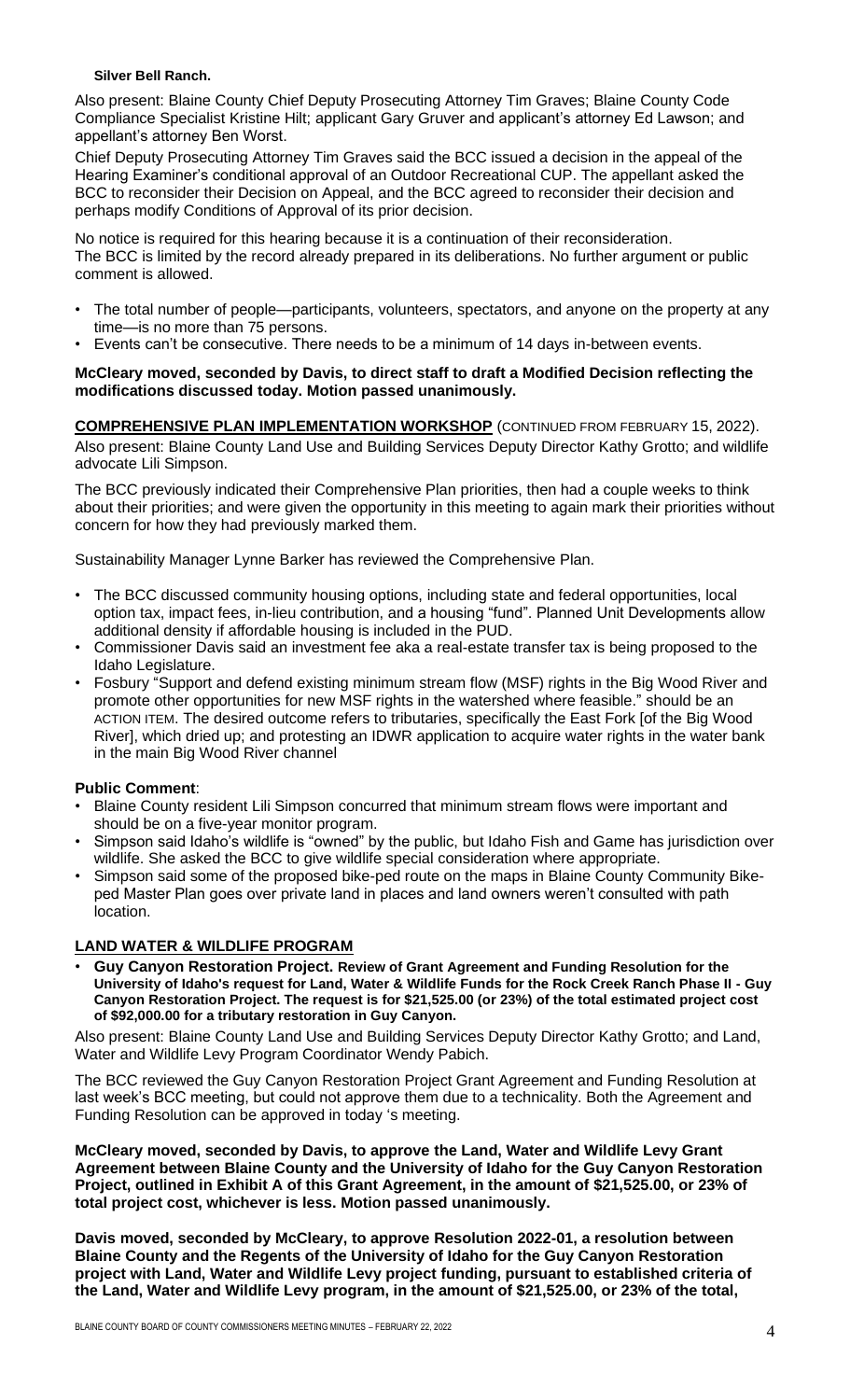**Silver Bell Ranch.**

Also present: Blaine County Chief Deputy Prosecuting Attorney Tim Graves; Blaine County Code Compliance Specialist Kristine Hilt; applicant Gary Gruver and applicant's attorney Ed Lawson; and appellant's attorney Ben Worst.

Chief Deputy Prosecuting Attorney Tim Graves said the BCC issued a decision in the appeal of the Hearing Examiner's conditional approval of an Outdoor Recreational CUP. The appellant asked the BCC to reconsider their Decision on Appeal, and the BCC agreed to reconsider their decision and perhaps modify Conditions of Approval of its prior decision.

No notice is required for this hearing because it is a continuation of their reconsideration. The BCC is limited by the record already prepared in its deliberations. No further argument or public comment is allowed.

- The total number of people—participants, volunteers, spectators, and anyone on the property at any time—is no more than 75 persons.
- Events can't be consecutive. There needs to be a minimum of 14 days in-between events.

**McCleary moved, seconded by Davis, to direct staff to draft a Modified Decision reflecting the modifications discussed today. Motion passed unanimously.**

**COMPREHENSIVE PLAN IMPLEMENTATION WORKSHOP** (CONTINUED FROM FEBRUARY 15, 2022).

Also present: Blaine County Land Use and Building Services Deputy Director Kathy Grotto; and wildlife advocate Lili Simpson.

The BCC previously indicated their Comprehensive Plan priorities, then had a couple weeks to think about their priorities; and were given the opportunity in this meeting to again mark their priorities without concern for how they had previously marked them.

Sustainability Manager Lynne Barker has reviewed the Comprehensive Plan.

- The BCC discussed community housing options, including state and federal opportunities, local option tax, impact fees, in-lieu contribution, and a housing "fund". Planned Unit Developments allow additional density if affordable housing is included in the PUD.
- Commissioner Davis said an investment fee aka a real-estate transfer tax is being proposed to the Idaho Legislature.
- Fosbury "Support and defend existing minimum stream flow (MSF) rights in the Big Wood River and promote other opportunities for new MSF rights in the watershed where feasible." should be an ACTION ITEM. The desired outcome refers to tributaries, specifically the East Fork [of the Big Wood River], which dried up; and protesting an IDWR application to acquire water rights in the water bank in the main Big Wood River channel

**Public Comment**:

- Blaine County resident Lili Simpson concurred that minimum stream flows were important and should be on a five-year monitor program.
- Simpson said Idaho's wildlife is "owned" by the public, but Idaho Fish and Game has jurisdiction over wildlife. She asked the BCC to give wildlife special consideration where appropriate.
- Simpson said some of the proposed bike-ped route on the maps in Blaine County Community Bike-ped Master Plan goes over private land in places and land owners weren't consulted with path location.

**LAND WATER & WILDLIFE PROGRAM**

- **Guy Canyon Restoration Project. Review of Grant Agreement and Funding Resolution for the University of Idaho's request for Land, Water & Wildlife Funds for the Rock Creek Ranch Phase II - Guy Canyon Restoration Project. The request is for $21,525.00 (or 23%) of the total estimated project cost of $92,000.00 for a tributary restoration in Guy Canyon.**

Also present: Blaine County Land Use and Building Services Deputy Director Kathy Grotto; and Land, Water and Wildlife Levy Program Coordinator Wendy Pabich.

The BCC reviewed the Guy Canyon Restoration Project Grant Agreement and Funding Resolution at last week's BCC meeting, but could not approve them due to a technicality. Both the Agreement and Funding Resolution can be approved in today 's meeting.

**McCleary moved, seconded by Davis, to approve the Land, Water and Wildlife Levy Grant Agreement between Blaine County and the University of Idaho for the Guy Canyon Restoration Project, outlined in Exhibit A of this Grant Agreement, in the amount of $21,525.00, or 23% of total project cost, whichever is less. Motion passed unanimously.**

**Davis moved, seconded by McCleary, to approve Resolution 2022-01, a resolution between Blaine County and the Regents of the University of Idaho for the Guy Canyon Restoration project with Land, Water and Wildlife Levy project funding, pursuant to established criteria of the Land, Water and Wildlife Levy program, in the amount of $21,525.00, or 23% of the total,**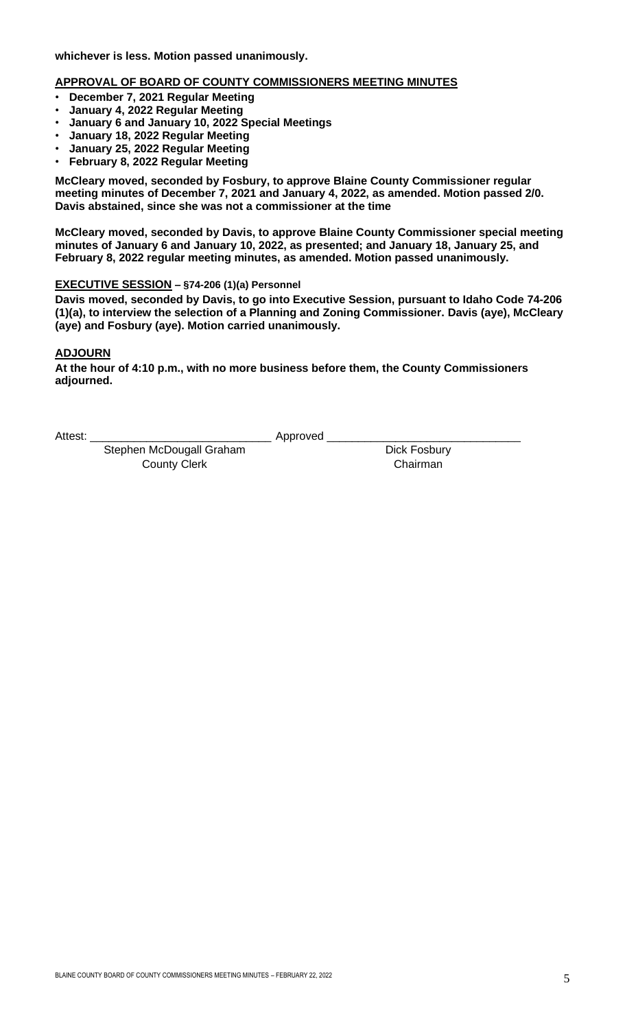**whichever is less. Motion passed unanimously.**

**APPROVAL OF BOARD OF COUNTY COMMISSIONERS MEETING MINUTES**

- **December 7, 2021 Regular Meeting**
- **January 4, 2022 Regular Meeting**
- **January 6 and January 10, 2022 Special Meetings**
- **January 18, 2022 Regular Meeting**
- **January 25, 2022 Regular Meeting**
- **February 8, 2022 Regular Meeting**

**McCleary moved, seconded by Fosbury, to approve Blaine County Commissioner regular meeting minutes of December 7, 2021 and January 4, 2022, as amended. Motion passed 2/0. Davis abstained, since she was not a commissioner at the time**

**McCleary moved, seconded by Davis, to approve Blaine County Commissioner special meeting minutes of January 6 and January 10, 2022, as presented; and January 18, January 25, and February 8, 2022 regular meeting minutes, as amended. Motion passed unanimously.**

**EXECUTIVE SESSION – §74-206 (1)(a) Personnel**

**Davis moved, seconded by Davis, to go into Executive Session, pursuant to Idaho Code 74-206 (1)(a), to interview the selection of a Planning and Zoning Commissioner. Davis (aye), McCleary (aye) and Fosbury (aye). Motion carried unanimously.**

**ADJOURN**

**At the hour of 4:10 p.m., with no more business before them, the County Commissioners adjourned.**

Attest: ____________________________ Approved ______________________________

Stephen McDougall Graham
County Clerk

Dick Fosbury
Chairman